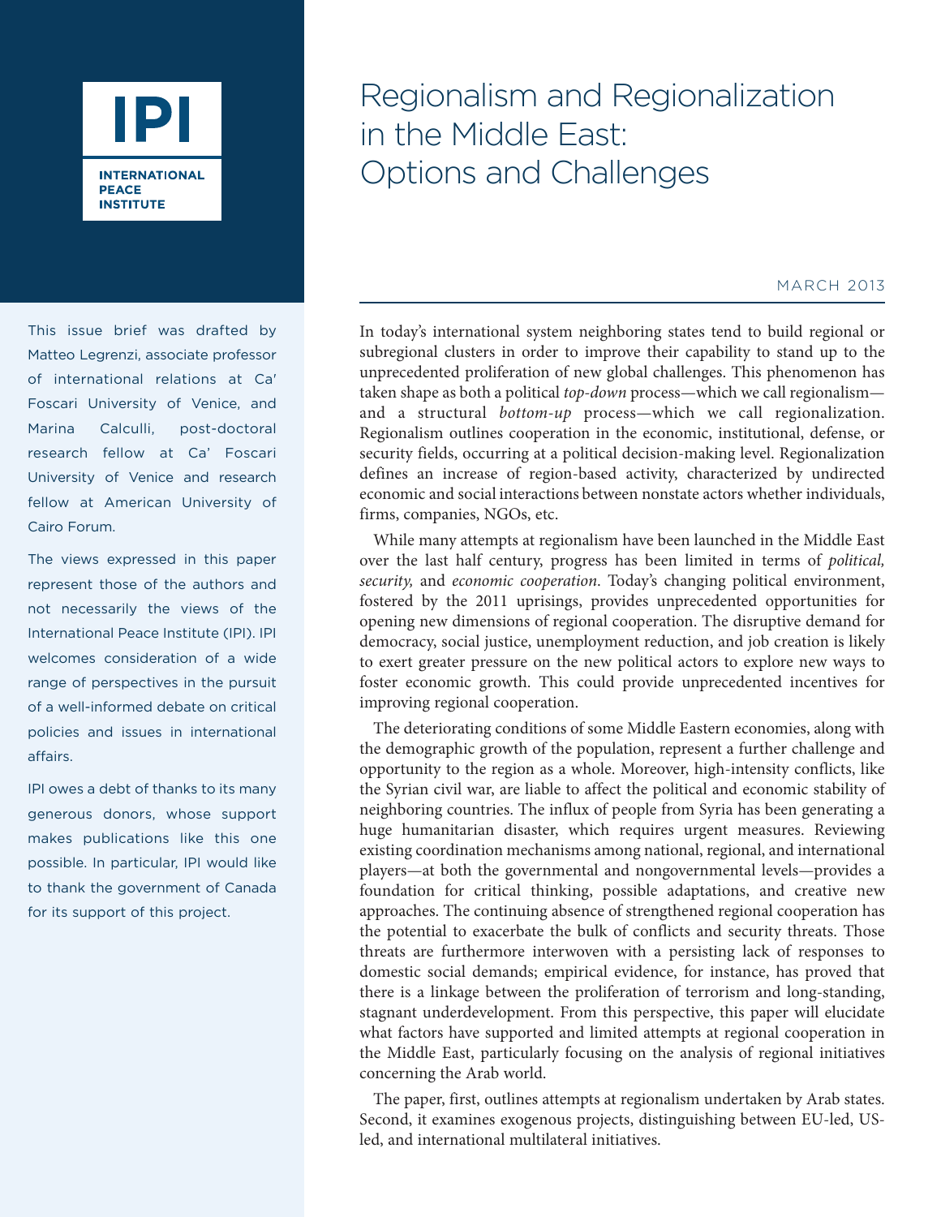IPI

INTERNATIONAL PEACE INSTITUTE

# Regionalism and Regionalization in the Middle East: Options and Challenges

MARCH 2013

This issue brief was drafted by Matteo Legrenzi, associate professor of international relations at Ca' Foscari University of Venice, and Marina Calculli, post-doctoral research fellow at Ca' Foscari University of Venice and research fellow at American University of Cairo Forum.

The views expressed in this paper represent those of the authors and not necessarily the views of the International Peace Institute (IPI). IPI welcomes consideration of a wide range of perspectives in the pursuit of a well-informed debate on critical policies and issues in international affairs.

IPI owes a debt of thanks to its many generous donors, whose support makes publications like this one possible. In particular, IPI would like to thank the government of Canada for its support of this project.

In today's international system neighboring states tend to build regional or subregional clusters in order to improve their capability to stand up to the unprecedented proliferation of new global challenges. This phenomenon has taken shape as both a political *top-down* process—which we call regionalism—and a structural *bottom-up* process—which we call regionalization. Regionalism outlines cooperation in the economic, institutional, defense, or security fields, occurring at a political decision-making level. Regionalization defines an increase of region-based activity, characterized by undirected economic and social interactions between nonstate actors whether individuals, firms, companies, NGOs, etc.

While many attempts at regionalism have been launched in the Middle East over the last half century, progress has been limited in terms of *political, security,* and *economic cooperation*. Today's changing political environment, fostered by the 2011 uprisings, provides unprecedented opportunities for opening new dimensions of regional cooperation. The disruptive demand for democracy, social justice, unemployment reduction, and job creation is likely to exert greater pressure on the new political actors to explore new ways to foster economic growth. This could provide unprecedented incentives for improving regional cooperation.

The deteriorating conditions of some Middle Eastern economies, along with the demographic growth of the population, represent a further challenge and opportunity to the region as a whole. Moreover, high-intensity conflicts, like the Syrian civil war, are liable to affect the political and economic stability of neighboring countries. The influx of people from Syria has been generating a huge humanitarian disaster, which requires urgent measures. Reviewing existing coordination mechanisms among national, regional, and international players—at both the governmental and nongovernmental levels—provides a foundation for critical thinking, possible adaptations, and creative new approaches. The continuing absence of strengthened regional cooperation has the potential to exacerbate the bulk of conflicts and security threats. Those threats are furthermore interwoven with a persisting lack of responses to domestic social demands; empirical evidence, for instance, has proved that there is a linkage between the proliferation of terrorism and long-standing, stagnant underdevelopment. From this perspective, this paper will elucidate what factors have supported and limited attempts at regional cooperation in the Middle East, particularly focusing on the analysis of regional initiatives concerning the Arab world.

The paper, first, outlines attempts at regionalism undertaken by Arab states. Second, it examines exogenous projects, distinguishing between EU-led, US-led, and international multilateral initiatives.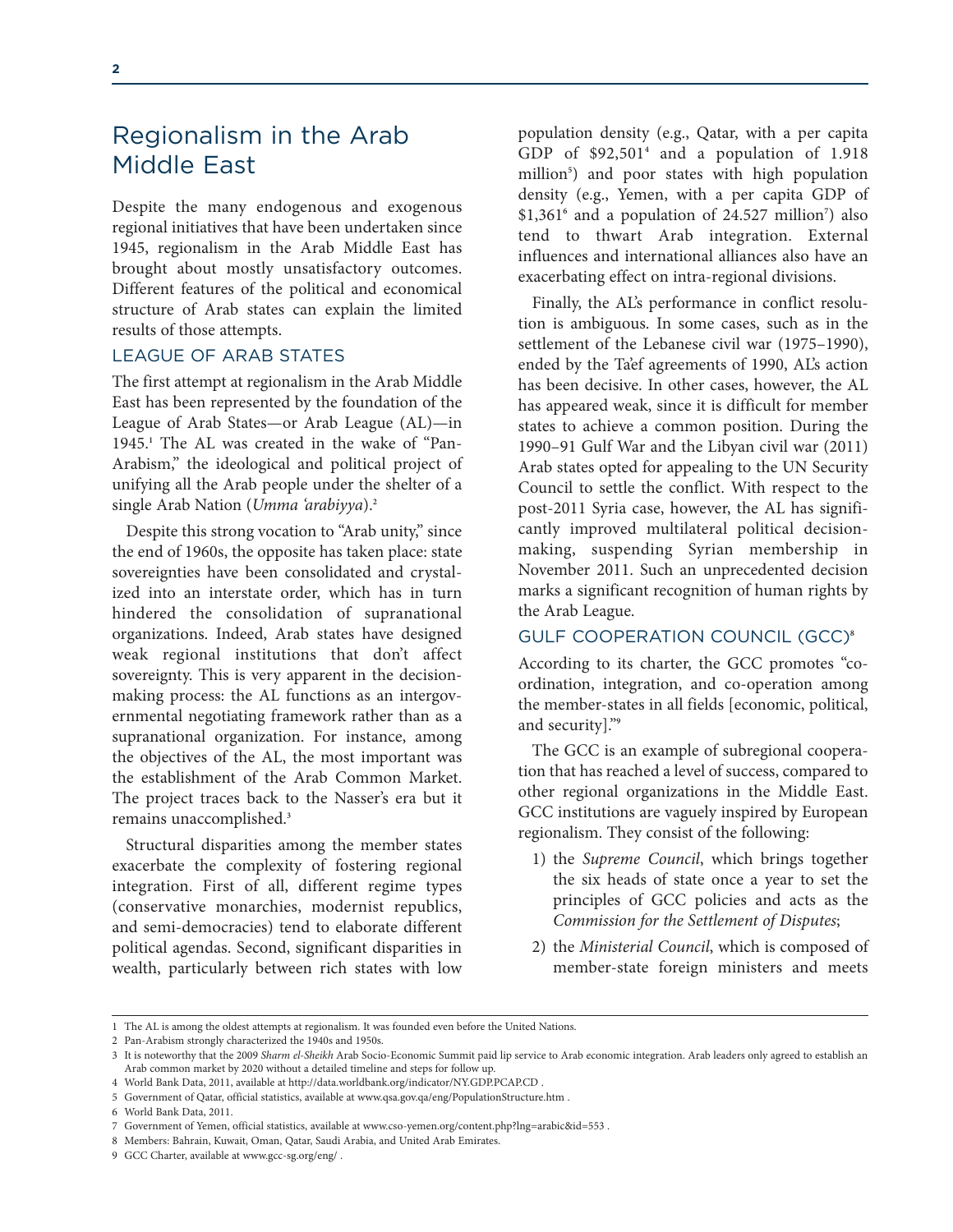# Regionalism in the Arab Middle East

Despite the many endogenous and exogenous regional initiatives that have been undertaken since 1945, regionalism in the Arab Middle East has brought about mostly unsatisfactory outcomes. Different features of the political and economical structure of Arab states can explain the limited results of those attempts.

## LEAGUE OF ARAB STATES

The first attempt at regionalism in the Arab Middle East has been represented by the foundation of the League of Arab States—or Arab League (AL)—in 1945.[1] The AL was created in the wake of "Pan-Arabism," the ideological and political project of unifying all the Arab people under the shelter of a single Arab Nation (*Umma 'arabiyya*).[2]

Despite this strong vocation to "Arab unity," since the end of 1960s, the opposite has taken place: state sovereignties have been consolidated and crystalized into an interstate order, which has in turn hindered the consolidation of supranational organizations. Indeed, Arab states have designed weak regional institutions that don't affect sovereignty. This is very apparent in the decision-making process: the AL functions as an intergovernmental negotiating framework rather than as a supranational organization. For instance, among the objectives of the AL, the most important was the establishment of the Arab Common Market. The project traces back to the Nasser's era but it remains unaccomplished.[3]

Structural disparities among the member states exacerbate the complexity of fostering regional integration. First of all, different regime types (conservative monarchies, modernist republics, and semi-democracies) tend to elaborate different political agendas. Second, significant disparities in wealth, particularly between rich states with low population density (e.g., Qatar, with a per capita GDP of $92,501[4] and a population of 1.918 million[5]) and poor states with high population density (e.g., Yemen, with a per capita GDP of $1,361[6] and a population of 24.527 million[7]) also tend to thwart Arab integration. External influences and international alliances also have an exacerbating effect on intra-regional divisions.

Finally, the AL's performance in conflict resolution is ambiguous. In some cases, such as in the settlement of the Lebanese civil war (1975–1990), ended by the Ta'ef agreements of 1990, AL's action has been decisive. In other cases, however, the AL has appeared weak, since it is difficult for member states to achieve a common position. During the 1990–91 Gulf War and the Libyan civil war (2011) Arab states opted for appealing to the UN Security Council to settle the conflict. With respect to the post-2011 Syria case, however, the AL has significantly improved multilateral political decision-making, suspending Syrian membership in November 2011. Such an unprecedented decision marks a significant recognition of human rights by the Arab League.

## GULF COOPERATION COUNCIL (GCC)[8]

According to its charter, the GCC promotes "coordination, integration, and co-operation among the member-states in all fields [economic, political, and security]."[9]

The GCC is an example of subregional cooperation that has reached a level of success, compared to other regional organizations in the Middle East. GCC institutions are vaguely inspired by European regionalism. They consist of the following:

1) the *Supreme Council*, which brings together the six heads of state once a year to set the principles of GCC policies and acts as the *Commission for the Settlement of Disputes*;
2) the *Ministerial Council*, which is composed of member-state foreign ministers and meets

---

1 The AL is among the oldest attempts at regionalism. It was founded even before the United Nations.

2 Pan-Arabism strongly characterized the 1940s and 1950s.

3 It is noteworthy that the 2009 *Sharm el-Sheikh* Arab Socio-Economic Summit paid lip service to Arab economic integration. Arab leaders only agreed to establish an Arab common market by 2020 without a detailed timeline and steps for follow up.

4 World Bank Data, 2011, available at http://data.worldbank.org/indicator/NY.GDP.PCAP.CD .

5 Government of Qatar, official statistics, available at www.qsa.gov.qa/eng/PopulationStructure.htm .

6 World Bank Data, 2011.

7 Government of Yemen, official statistics, available at www.cso-yemen.org/content.php?lng=arabic&id=553 .

8 Members: Bahrain, Kuwait, Oman, Qatar, Saudi Arabia, and United Arab Emirates.

9 GCC Charter, available at www.gcc-sg.org/eng/ .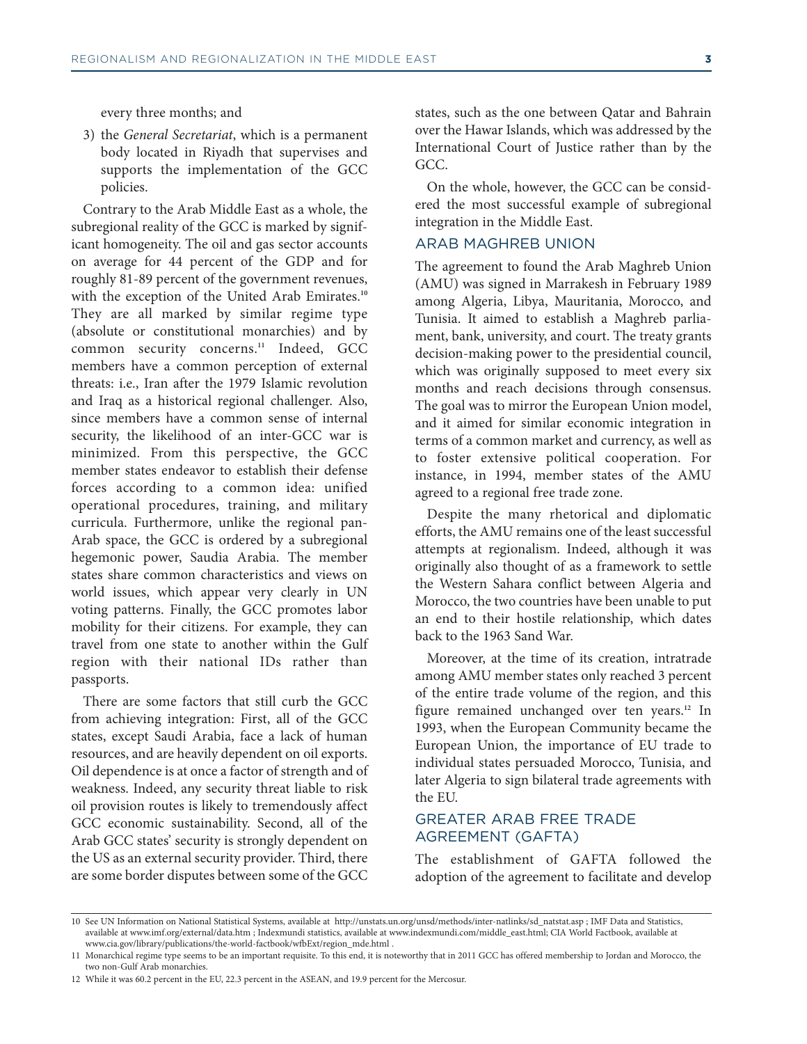every three months; and

3) the *General Secretariat*, which is a permanent body located in Riyadh that supervises and supports the implementation of the GCC policies.

Contrary to the Arab Middle East as a whole, the subregional reality of the GCC is marked by significant homogeneity. The oil and gas sector accounts on average for 44 percent of the GDP and for roughly 81-89 percent of the government revenues, with the exception of the United Arab Emirates.[10] They are all marked by similar regime type (absolute or constitutional monarchies) and by common security concerns.[11] Indeed, GCC members have a common perception of external threats: i.e., Iran after the 1979 Islamic revolution and Iraq as a historical regional challenger. Also, since members have a common sense of internal security, the likelihood of an inter-GCC war is minimized. From this perspective, the GCC member states endeavor to establish their defense forces according to a common idea: unified operational procedures, training, and military curricula. Furthermore, unlike the regional pan-Arab space, the GCC is ordered by a subregional hegemonic power, Saudia Arabia. The member states share common characteristics and views on world issues, which appear very clearly in UN voting patterns. Finally, the GCC promotes labor mobility for their citizens. For example, they can travel from one state to another within the Gulf region with their national IDs rather than passports.

There are some factors that still curb the GCC from achieving integration: First, all of the GCC states, except Saudi Arabia, face a lack of human resources, and are heavily dependent on oil exports. Oil dependence is at once a factor of strength and of weakness. Indeed, any security threat liable to risk oil provision routes is likely to tremendously affect GCC economic sustainability. Second, all of the Arab GCC states' security is strongly dependent on the US as an external security provider. Third, there are some border disputes between some of the GCC states, such as the one between Qatar and Bahrain over the Hawar Islands, which was addressed by the International Court of Justice rather than by the GCC.

On the whole, however, the GCC can be considered the most successful example of subregional integration in the Middle East.

## ARAB MAGHREB UNION

The agreement to found the Arab Maghreb Union (AMU) was signed in Marrakesh in February 1989 among Algeria, Libya, Mauritania, Morocco, and Tunisia. It aimed to establish a Maghreb parliament, bank, university, and court. The treaty grants decision-making power to the presidential council, which was originally supposed to meet every six months and reach decisions through consensus. The goal was to mirror the European Union model, and it aimed for similar economic integration in terms of a common market and currency, as well as to foster extensive political cooperation. For instance, in 1994, member states of the AMU agreed to a regional free trade zone.

Despite the many rhetorical and diplomatic efforts, the AMU remains one of the least successful attempts at regionalism. Indeed, although it was originally also thought of as a framework to settle the Western Sahara conflict between Algeria and Morocco, the two countries have been unable to put an end to their hostile relationship, which dates back to the 1963 Sand War.

Moreover, at the time of its creation, intratrade among AMU member states only reached 3 percent of the entire trade volume of the region, and this figure remained unchanged over ten years.[12] In 1993, when the European Community became the European Union, the importance of EU trade to individual states persuaded Morocco, Tunisia, and later Algeria to sign bilateral trade agreements with the EU.

## GREATER ARAB FREE TRADE AGREEMENT (GAFTA)

The establishment of GAFTA followed the adoption of the agreement to facilitate and develop

---

10 See UN Information on National Statistical Systems, available at http://unstats.un.org/unsd/methods/inter-natlinks/sd_natstat.asp ; IMF Data and Statistics, available at www.imf.org/external/data.htm ; Indexmundi statistics, available at www.indexmundi.com/middle_east.html; CIA World Factbook, available at www.cia.gov/library/publications/the-world-factbook/wfbExt/region_mde.html .

11 Monarchical regime type seems to be an important requisite. To this end, it is noteworthy that in 2011 GCC has offered membership to Jordan and Morocco, the two non-Gulf Arab monarchies.

12 While it was 60.2 percent in the EU, 22.3 percent in the ASEAN, and 19.9 percent for the Mercosur.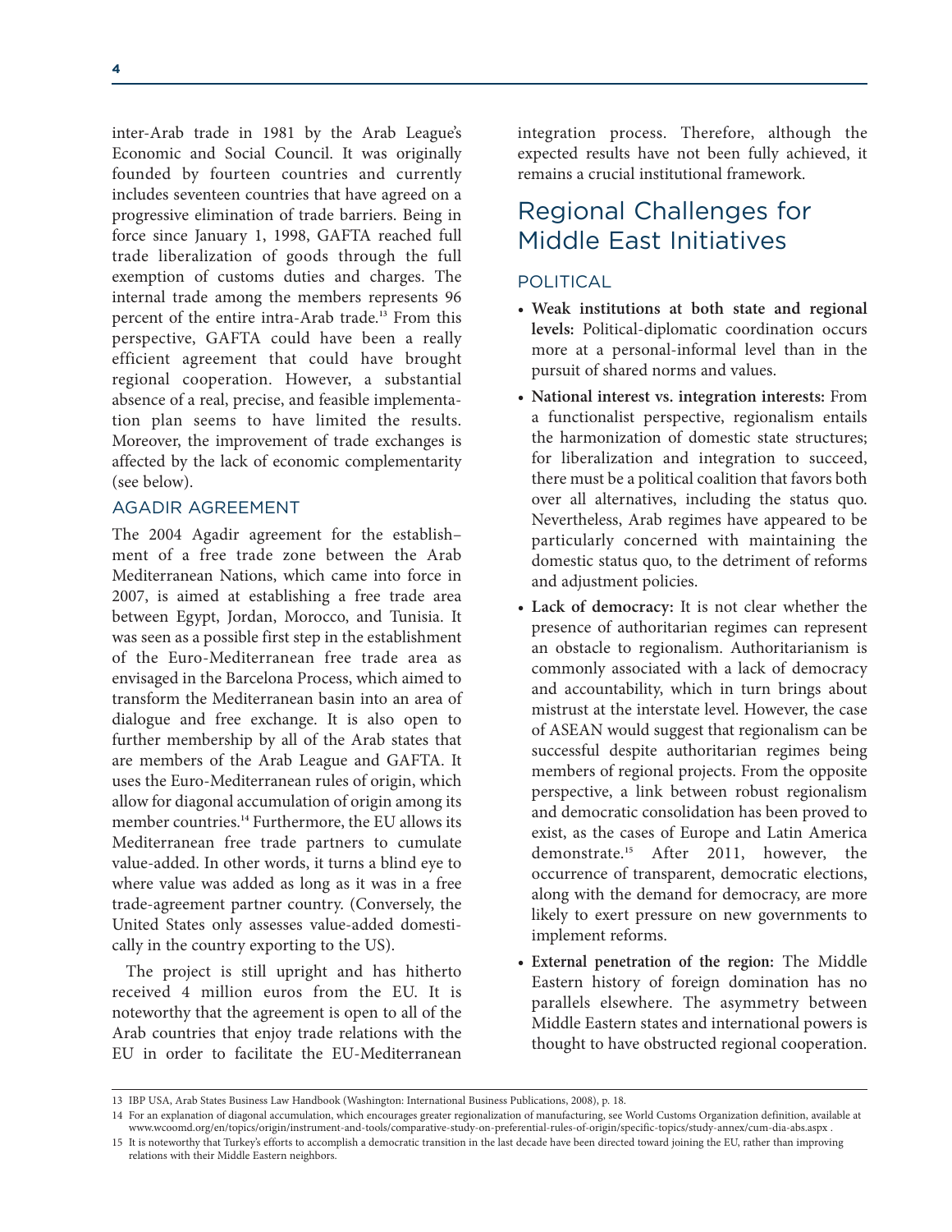inter-Arab trade in 1981 by the Arab League's Economic and Social Council. It was originally founded by fourteen countries and currently includes seventeen countries that have agreed on a progressive elimination of trade barriers. Being in force since January 1, 1998, GAFTA reached full trade liberalization of goods through the full exemption of customs duties and charges. The internal trade among the members represents 96 percent of the entire intra-Arab trade.[13] From this perspective, GAFTA could have been a really efficient agreement that could have brought regional cooperation. However, a substantial absence of a real, precise, and feasible implementation plan seems to have limited the results. Moreover, the improvement of trade exchanges is affected by the lack of economic complementarity (see below).

### AGADIR AGREEMENT

The 2004 Agadir agreement for the establishment of a free trade zone between the Arab Mediterranean Nations, which came into force in 2007, is aimed at establishing a free trade area between Egypt, Jordan, Morocco, and Tunisia. It was seen as a possible first step in the establishment of the Euro-Mediterranean free trade area as envisaged in the Barcelona Process, which aimed to transform the Mediterranean basin into an area of dialogue and free exchange. It is also open to further membership by all of the Arab states that are members of the Arab League and GAFTA. It uses the Euro-Mediterranean rules of origin, which allow for diagonal accumulation of origin among its member countries.[14] Furthermore, the EU allows its Mediterranean free trade partners to cumulate value-added. In other words, it turns a blind eye to where value was added as long as it was in a free trade-agreement partner country. (Conversely, the United States only assesses value-added domestically in the country exporting to the US).

The project is still upright and has hitherto received 4 million euros from the EU. It is noteworthy that the agreement is open to all of the Arab countries that enjoy trade relations with the EU in order to facilitate the EU-Mediterranean integration process. Therefore, although the expected results have not been fully achieved, it remains a crucial institutional framework.

## Regional Challenges for Middle East Initiatives

### POLITICAL

- **Weak institutions at both state and regional levels:** Political-diplomatic coordination occurs more at a personal-informal level than in the pursuit of shared norms and values.
- **National interest vs. integration interests:** From a functionalist perspective, regionalism entails the harmonization of domestic state structures; for liberalization and integration to succeed, there must be a political coalition that favors both over all alternatives, including the status quo. Nevertheless, Arab regimes have appeared to be particularly concerned with maintaining the domestic status quo, to the detriment of reforms and adjustment policies.
- **Lack of democracy:** It is not clear whether the presence of authoritarian regimes can represent an obstacle to regionalism. Authoritarianism is commonly associated with a lack of democracy and accountability, which in turn brings about mistrust at the interstate level. However, the case of ASEAN would suggest that regionalism can be successful despite authoritarian regimes being members of regional projects. From the opposite perspective, a link between robust regionalism and democratic consolidation has been proved to exist, as the cases of Europe and Latin America demonstrate.[15] After 2011, however, the occurrence of transparent, democratic elections, along with the demand for democracy, are more likely to exert pressure on new governments to implement reforms.
- **External penetration of the region:** The Middle Eastern history of foreign domination has no parallels elsewhere. The asymmetry between Middle Eastern states and international powers is thought to have obstructed regional cooperation.

---

13 IBP USA, Arab States Business Law Handbook (Washington: International Business Publications, 2008), p. 18.

14 For an explanation of diagonal accumulation, which encourages greater regionalization of manufacturing, see World Customs Organization definition, available at www.wcoomd.org/en/topics/origin/instrument-and-tools/comparative-study-on-preferential-rules-of-origin/specific-topics/study-annex/cum-dia-abs.aspx .

15 It is noteworthy that Turkey's efforts to accomplish a democratic transition in the last decade have been directed toward joining the EU, rather than improving relations with their Middle Eastern neighbors.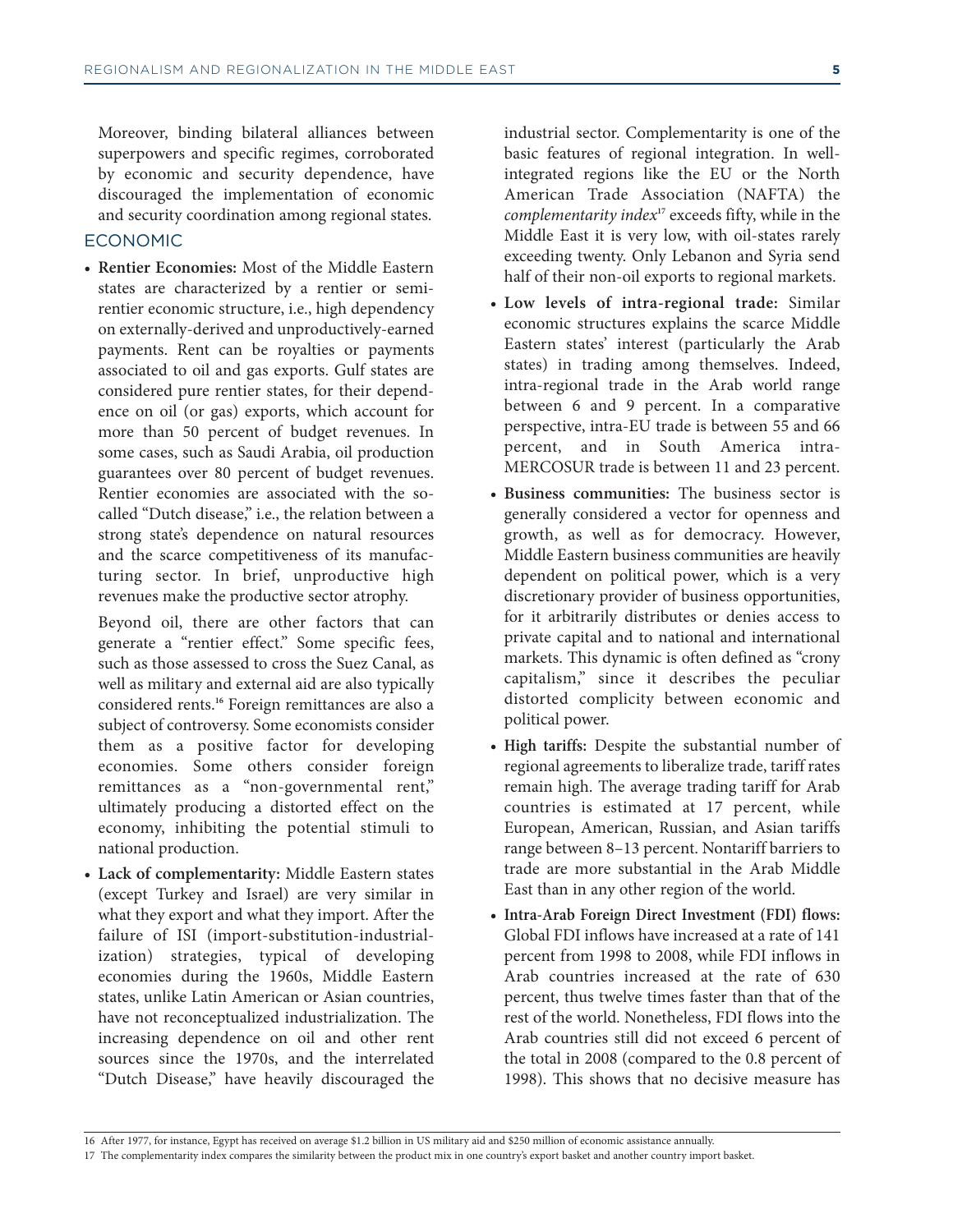Moreover, binding bilateral alliances between superpowers and specific regimes, corroborated by economic and security dependence, have discouraged the implementation of economic and security coordination among regional states.

## ECONOMIC

- **Rentier Economies:** Most of the Middle Eastern states are characterized by a rentier or semi-rentier economic structure, i.e., high dependency on externally-derived and unproductively-earned payments. Rent can be royalties or payments associated to oil and gas exports. Gulf states are considered pure rentier states, for their dependence on oil (or gas) exports, which account for more than 50 percent of budget revenues. In some cases, such as Saudi Arabia, oil production guarantees over 80 percent of budget revenues. Rentier economies are associated with the so-called "Dutch disease," i.e., the relation between a strong state's dependence on natural resources and the scarce competitiveness of its manufacturing sector. In brief, unproductive high revenues make the productive sector atrophy.

  Beyond oil, there are other factors that can generate a "rentier effect." Some specific fees, such as those assessed to cross the Suez Canal, as well as military and external aid are also typically considered rents.[16] Foreign remittances are also a subject of controversy. Some economists consider them as a positive factor for developing economies. Some others consider foreign remittances as a "non-governmental rent," ultimately producing a distorted effect on the economy, inhibiting the potential stimuli to national production.

- **Lack of complementarity:** Middle Eastern states (except Turkey and Israel) are very similar in what they export and what they import. After the failure of ISI (import-substitution-industrialization) strategies, typical of developing economies during the 1960s, Middle Eastern states, unlike Latin American or Asian countries, have not reconceptualized industrialization. The increasing dependence on oil and other rent sources since the 1970s, and the interrelated "Dutch Disease," have heavily discouraged the industrial sector. Complementarity is one of the basic features of regional integration. In well-integrated regions like the EU or the North American Trade Association (NAFTA) the *complementarity index*[17] exceeds fifty, while in the Middle East it is very low, with oil-states rarely exceeding twenty. Only Lebanon and Syria send half of their non-oil exports to regional markets.

- **Low levels of intra-regional trade:** Similar economic structures explains the scarce Middle Eastern states' interest (particularly the Arab states) in trading among themselves. Indeed, intra-regional trade in the Arab world range between 6 and 9 percent. In a comparative perspective, intra-EU trade is between 55 and 66 percent, and in South America intra-MERCOSUR trade is between 11 and 23 percent.

- **Business communities:** The business sector is generally considered a vector for openness and growth, as well as for democracy. However, Middle Eastern business communities are heavily dependent on political power, which is a very discretionary provider of business opportunities, for it arbitrarily distributes or denies access to private capital and to national and international markets. This dynamic is often defined as "crony capitalism," since it describes the peculiar distorted complicity between economic and political power.

- **High tariffs:** Despite the substantial number of regional agreements to liberalize trade, tariff rates remain high. The average trading tariff for Arab countries is estimated at 17 percent, while European, American, Russian, and Asian tariffs range between 8–13 percent. Nontariff barriers to trade are more substantial in the Arab Middle East than in any other region of the world.

- **Intra-Arab Foreign Direct Investment (FDI) flows:** Global FDI inflows have increased at a rate of 141 percent from 1998 to 2008, while FDI inflows in Arab countries increased at the rate of 630 percent, thus twelve times faster than that of the rest of the world. Nonetheless, FDI flows into the Arab countries still did not exceed 6 percent of the total in 2008 (compared to the 0.8 percent of 1998). This shows that no decisive measure has

---

16 After 1977, for instance, Egypt has received on average $1.2 billion in US military aid and $250 million of economic assistance annually.

17 The complementarity index compares the similarity between the product mix in one country's export basket and another country import basket.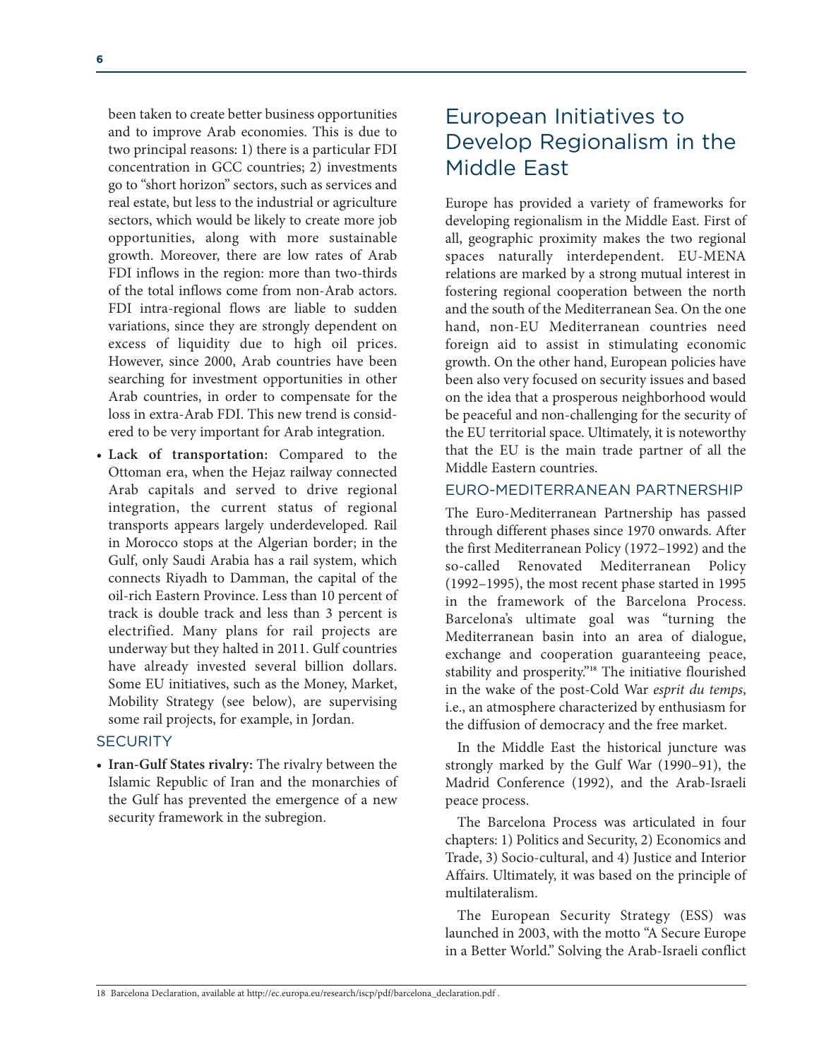been taken to create better business opportunities and to improve Arab economies. This is due to two principal reasons: 1) there is a particular FDI concentration in GCC countries; 2) investments go to "short horizon" sectors, such as services and real estate, but less to the industrial or agriculture sectors, which would be likely to create more job opportunities, along with more sustainable growth. Moreover, there are low rates of Arab FDI inflows in the region: more than two-thirds of the total inflows come from non-Arab actors. FDI intra-regional flows are liable to sudden variations, since they are strongly dependent on excess of liquidity due to high oil prices. However, since 2000, Arab countries have been searching for investment opportunities in other Arab countries, in order to compensate for the loss in extra-Arab FDI. This new trend is considered to be very important for Arab integration.

- **Lack of transportation:** Compared to the Ottoman era, when the Hejaz railway connected Arab capitals and served to drive regional integration, the current status of regional transports appears largely underdeveloped. Rail in Morocco stops at the Algerian border; in the Gulf, only Saudi Arabia has a rail system, which connects Riyadh to Damman, the capital of the oil-rich Eastern Province. Less than 10 percent of track is double track and less than 3 percent is electrified. Many plans for rail projects are underway but they halted in 2011. Gulf countries have already invested several billion dollars. Some EU initiatives, such as the Money, Market, Mobility Strategy (see below), are supervising some rail projects, for example, in Jordan.

### SECURITY

- **Iran-Gulf States rivalry:** The rivalry between the Islamic Republic of Iran and the monarchies of the Gulf has prevented the emergence of a new security framework in the subregion.

## European Initiatives to Develop Regionalism in the Middle East

Europe has provided a variety of frameworks for developing regionalism in the Middle East. First of all, geographic proximity makes the two regional spaces naturally interdependent. EU-MENA relations are marked by a strong mutual interest in fostering regional cooperation between the north and the south of the Mediterranean Sea. On the one hand, non-EU Mediterranean countries need foreign aid to assist in stimulating economic growth. On the other hand, European policies have been also very focused on security issues and based on the idea that a prosperous neighborhood would be peaceful and non-challenging for the security of the EU territorial space. Ultimately, it is noteworthy that the EU is the main trade partner of all the Middle Eastern countries.

### EURO-MEDITERRANEAN PARTNERSHIP

The Euro-Mediterranean Partnership has passed through different phases since 1970 onwards. After the first Mediterranean Policy (1972–1992) and the so-called Renovated Mediterranean Policy (1992–1995), the most recent phase started in 1995 in the framework of the Barcelona Process. Barcelona's ultimate goal was "turning the Mediterranean basin into an area of dialogue, exchange and cooperation guaranteeing peace, stability and prosperity."[18] The initiative flourished in the wake of the post-Cold War *esprit du temps*, i.e., an atmosphere characterized by enthusiasm for the diffusion of democracy and the free market.

In the Middle East the historical juncture was strongly marked by the Gulf War (1990–91), the Madrid Conference (1992), and the Arab-Israeli peace process.

The Barcelona Process was articulated in four chapters: 1) Politics and Security, 2) Economics and Trade, 3) Socio-cultural, and 4) Justice and Interior Affairs. Ultimately, it was based on the principle of multilateralism.

The European Security Strategy (ESS) was launched in 2003, with the motto "A Secure Europe in a Better World." Solving the Arab-Israeli conflict

18 Barcelona Declaration, available at http://ec.europa.eu/research/iscp/pdf/barcelona_declaration.pdf .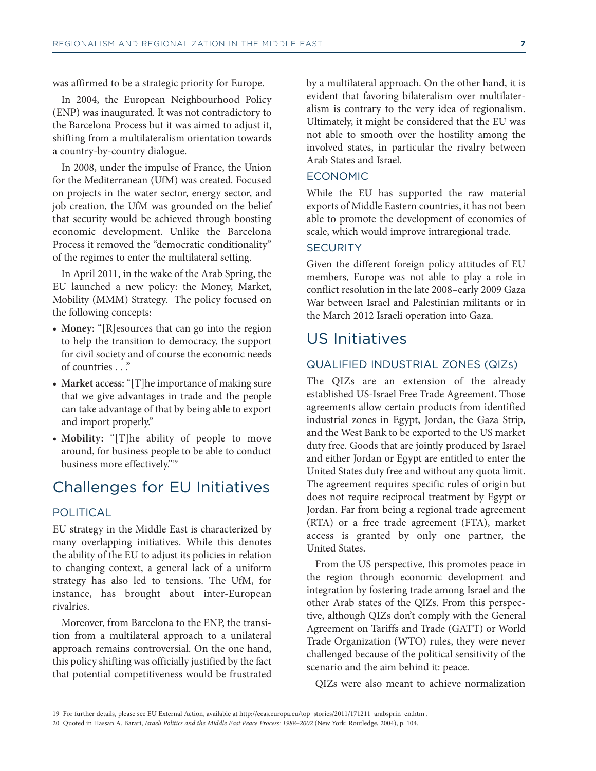was affirmed to be a strategic priority for Europe.

In 2004, the European Neighbourhood Policy (ENP) was inaugurated. It was not contradictory to the Barcelona Process but it was aimed to adjust it, shifting from a multilateralism orientation towards a country-by-country dialogue.

In 2008, under the impulse of France, the Union for the Mediterranean (UfM) was created. Focused on projects in the water sector, energy sector, and job creation, the UfM was grounded on the belief that security would be achieved through boosting economic development. Unlike the Barcelona Process it removed the "democratic conditionality" of the regimes to enter the multilateral setting.

In April 2011, in the wake of the Arab Spring, the EU launched a new policy: the Money, Market, Mobility (MMM) Strategy. The policy focused on the following concepts:

- **Money:** "[R]esources that can go into the region to help the transition to democracy, the support for civil society and of course the economic needs of countries . . ."
- **Market access:** "[T]he importance of making sure that we give advantages in trade and the people can take advantage of that by being able to export and import properly."
- **Mobility:** "[T]he ability of people to move around, for business people to be able to conduct business more effectively."[19]

## Challenges for EU Initiatives

### POLITICAL

EU strategy in the Middle East is characterized by many overlapping initiatives. While this denotes the ability of the EU to adjust its policies in relation to changing context, a general lack of a uniform strategy has also led to tensions. The UfM, for instance, has brought about inter-European rivalries.

Moreover, from Barcelona to the ENP, the transition from a multilateral approach to a unilateral approach remains controversial. On the one hand, this policy shifting was officially justified by the fact that potential competitiveness would be frustrated by a multilateral approach. On the other hand, it is evident that favoring bilateralism over multilateralism is contrary to the very idea of regionalism. Ultimately, it might be considered that the EU was not able to smooth over the hostility among the involved states, in particular the rivalry between Arab States and Israel.

### ECONOMIC

While the EU has supported the raw material exports of Middle Eastern countries, it has not been able to promote the development of economies of scale, which would improve intraregional trade.

### SECURITY

Given the different foreign policy attitudes of EU members, Europe was not able to play a role in conflict resolution in the late 2008–early 2009 Gaza War between Israel and Palestinian militants or in the March 2012 Israeli operation into Gaza.

## US Initiatives

### QUALIFIED INDUSTRIAL ZONES (QIZs)

The QIZs are an extension of the already established US-Israel Free Trade Agreement. Those agreements allow certain products from identified industrial zones in Egypt, Jordan, the Gaza Strip, and the West Bank to be exported to the US market duty free. Goods that are jointly produced by Israel and either Jordan or Egypt are entitled to enter the United States duty free and without any quota limit. The agreement requires specific rules of origin but does not require reciprocal treatment by Egypt or Jordan. Far from being a regional trade agreement (RTA) or a free trade agreement (FTA), market access is granted by only one partner, the United States.

From the US perspective, this promotes peace in the region through economic development and integration by fostering trade among Israel and the other Arab states of the QIZs. From this perspective, although QIZs don't comply with the General Agreement on Tariffs and Trade (GATT) or World Trade Organization (WTO) rules, they were never challenged because of the political sensitivity of the scenario and the aim behind it: peace.

QIZs were also meant to achieve normalization

---

19 For further details, please see EU External Action, available at http://eeas.europa.eu/top_stories/2011/171211_arabsprin_en.htm .

20 Quoted in Hassan A. Barari, *Israeli Politics and the Middle East Peace Process: 1988–2002* (New York: Routledge, 2004), p. 104.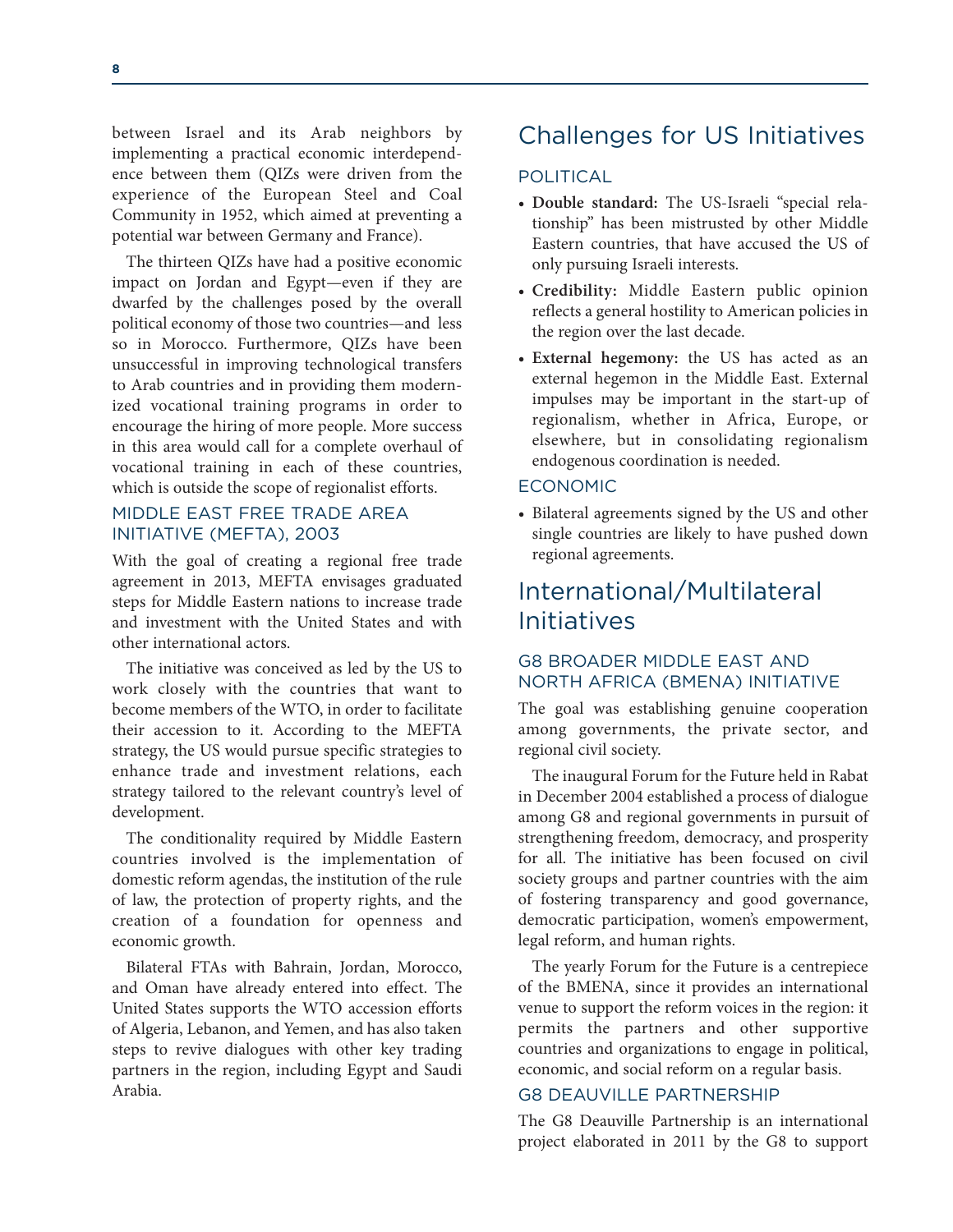between Israel and its Arab neighbors by implementing a practical economic interdependence between them (QIZs were driven from the experience of the European Steel and Coal Community in 1952, which aimed at preventing a potential war between Germany and France).

The thirteen QIZs have had a positive economic impact on Jordan and Egypt—even if they are dwarfed by the challenges posed by the overall political economy of those two countries—and less so in Morocco. Furthermore, QIZs have been unsuccessful in improving technological transfers to Arab countries and in providing them modernized vocational training programs in order to encourage the hiring of more people. More success in this area would call for a complete overhaul of vocational training in each of these countries, which is outside the scope of regionalist efforts.

### MIDDLE EAST FREE TRADE AREA INITIATIVE (MEFTA), 2003

With the goal of creating a regional free trade agreement in 2013, MEFTA envisages graduated steps for Middle Eastern nations to increase trade and investment with the United States and with other international actors.

The initiative was conceived as led by the US to work closely with the countries that want to become members of the WTO, in order to facilitate their accession to it. According to the MEFTA strategy, the US would pursue specific strategies to enhance trade and investment relations, each strategy tailored to the relevant country's level of development.

The conditionality required by Middle Eastern countries involved is the implementation of domestic reform agendas, the institution of the rule of law, the protection of property rights, and the creation of a foundation for openness and economic growth.

Bilateral FTAs with Bahrain, Jordan, Morocco, and Oman have already entered into effect. The United States supports the WTO accession efforts of Algeria, Lebanon, and Yemen, and has also taken steps to revive dialogues with other key trading partners in the region, including Egypt and Saudi Arabia.

## Challenges for US Initiatives

### POLITICAL

- **Double standard:** The US-Israeli "special relationship" has been mistrusted by other Middle Eastern countries, that have accused the US of only pursuing Israeli interests.
- **Credibility:** Middle Eastern public opinion reflects a general hostility to American policies in the region over the last decade.
- **External hegemony:** the US has acted as an external hegemon in the Middle East. External impulses may be important in the start-up of regionalism, whether in Africa, Europe, or elsewhere, but in consolidating regionalism endogenous coordination is needed.

### ECONOMIC

- Bilateral agreements signed by the US and other single countries are likely to have pushed down regional agreements.

## International/Multilateral Initiatives

### G8 BROADER MIDDLE EAST AND NORTH AFRICA (BMENA) INITIATIVE

The goal was establishing genuine cooperation among governments, the private sector, and regional civil society.

The inaugural Forum for the Future held in Rabat in December 2004 established a process of dialogue among G8 and regional governments in pursuit of strengthening freedom, democracy, and prosperity for all. The initiative has been focused on civil society groups and partner countries with the aim of fostering transparency and good governance, democratic participation, women's empowerment, legal reform, and human rights.

The yearly Forum for the Future is a centrepiece of the BMENA, since it provides an international venue to support the reform voices in the region: it permits the partners and other supportive countries and organizations to engage in political, economic, and social reform on a regular basis.

### G8 DEAUVILLE PARTNERSHIP

The G8 Deauville Partnership is an international project elaborated in 2011 by the G8 to support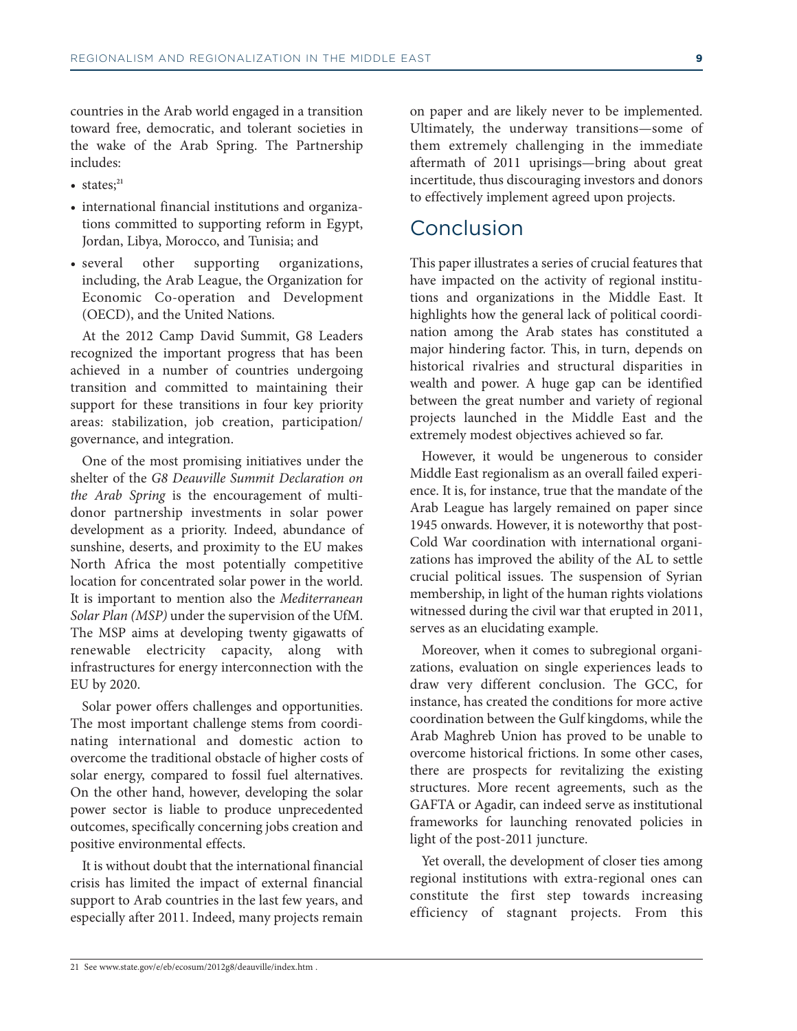countries in the Arab world engaged in a transition toward free, democratic, and tolerant societies in the wake of the Arab Spring. The Partnership includes:

- states;[21]
- international financial institutions and organizations committed to supporting reform in Egypt, Jordan, Libya, Morocco, and Tunisia; and
- several other supporting organizations, including, the Arab League, the Organization for Economic Co-operation and Development (OECD), and the United Nations.

At the 2012 Camp David Summit, G8 Leaders recognized the important progress that has been achieved in a number of countries undergoing transition and committed to maintaining their support for these transitions in four key priority areas: stabilization, job creation, participation/governance, and integration.

One of the most promising initiatives under the shelter of the *G8 Deauville Summit Declaration on the Arab Spring* is the encouragement of multi-donor partnership investments in solar power development as a priority. Indeed, abundance of sunshine, deserts, and proximity to the EU makes North Africa the most potentially competitive location for concentrated solar power in the world. It is important to mention also the *Mediterranean Solar Plan (MSP)* under the supervision of the UfM. The MSP aims at developing twenty gigawatts of renewable electricity capacity, along with infrastructures for energy interconnection with the EU by 2020.

Solar power offers challenges and opportunities. The most important challenge stems from coordinating international and domestic action to overcome the traditional obstacle of higher costs of solar energy, compared to fossil fuel alternatives. On the other hand, however, developing the solar power sector is liable to produce unprecedented outcomes, specifically concerning jobs creation and positive environmental effects.

It is without doubt that the international financial crisis has limited the impact of external financial support to Arab countries in the last few years, and especially after 2011. Indeed, many projects remain on paper and are likely never to be implemented. Ultimately, the underway transitions—some of them extremely challenging in the immediate aftermath of 2011 uprisings—bring about great incertitude, thus discouraging investors and donors to effectively implement agreed upon projects.

## Conclusion

This paper illustrates a series of crucial features that have impacted on the activity of regional institutions and organizations in the Middle East. It highlights how the general lack of political coordination among the Arab states has constituted a major hindering factor. This, in turn, depends on historical rivalries and structural disparities in wealth and power. A huge gap can be identified between the great number and variety of regional projects launched in the Middle East and the extremely modest objectives achieved so far.

However, it would be ungenerous to consider Middle East regionalism as an overall failed experience. It is, for instance, true that the mandate of the Arab League has largely remained on paper since 1945 onwards. However, it is noteworthy that post-Cold War coordination with international organizations has improved the ability of the AL to settle crucial political issues. The suspension of Syrian membership, in light of the human rights violations witnessed during the civil war that erupted in 2011, serves as an elucidating example.

Moreover, when it comes to subregional organizations, evaluation on single experiences leads to draw very different conclusion. The GCC, for instance, has created the conditions for more active coordination between the Gulf kingdoms, while the Arab Maghreb Union has proved to be unable to overcome historical frictions. In some other cases, there are prospects for revitalizing the existing structures. More recent agreements, such as the GAFTA or Agadir, can indeed serve as institutional frameworks for launching renovated policies in light of the post-2011 juncture.

Yet overall, the development of closer ties among regional institutions with extra-regional ones can constitute the first step towards increasing efficiency of stagnant projects. From this

21 See www.state.gov/e/eb/ecosum/2012g8/deauville/index.htm .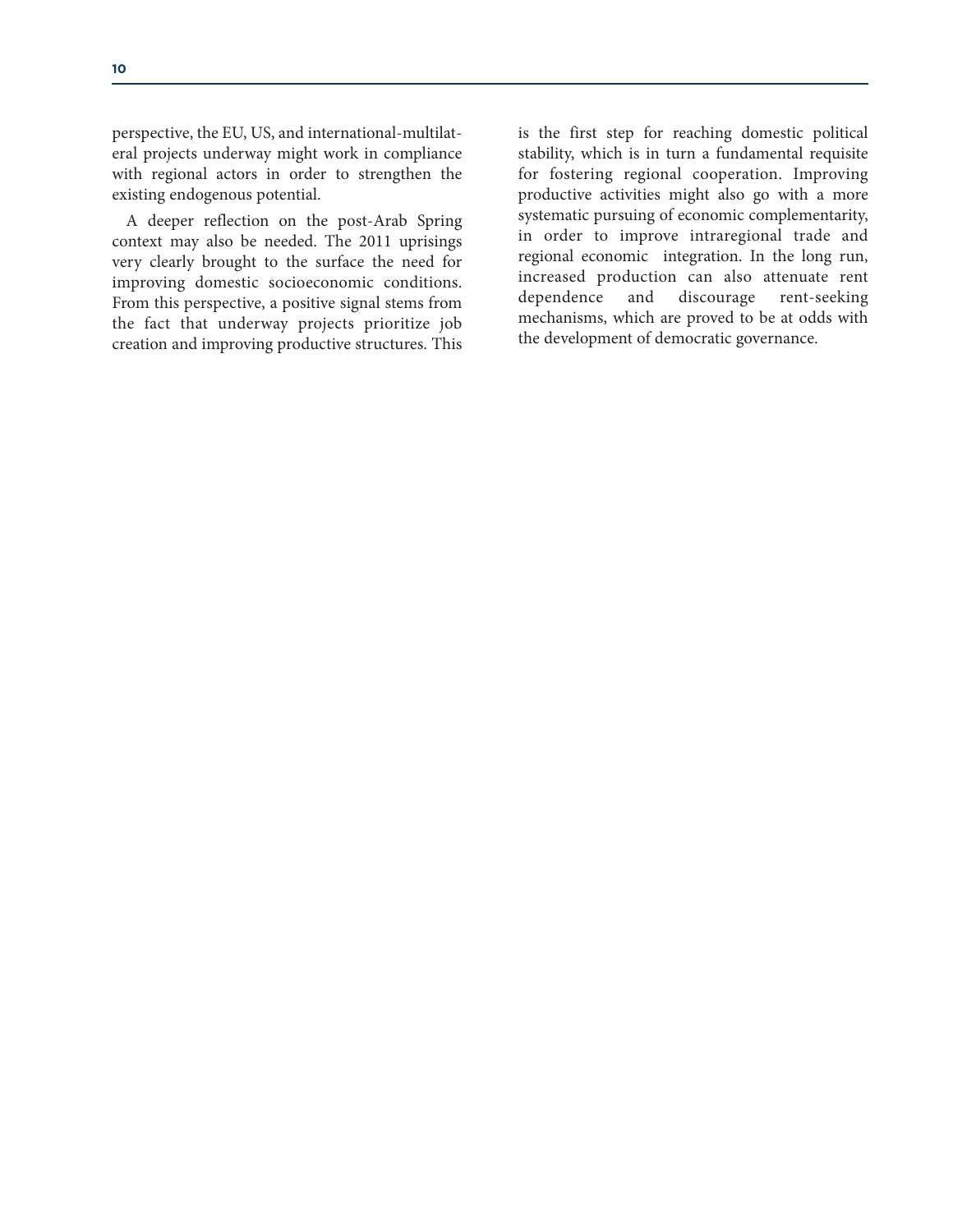perspective, the EU, US, and international-multilateral projects underway might work in compliance with regional actors in order to strengthen the existing endogenous potential.

A deeper reflection on the post-Arab Spring context may also be needed. The 2011 uprisings very clearly brought to the surface the need for improving domestic socioeconomic conditions. From this perspective, a positive signal stems from the fact that underway projects prioritize job creation and improving productive structures. This is the first step for reaching domestic political stability, which is in turn a fundamental requisite for fostering regional cooperation. Improving productive activities might also go with a more systematic pursuing of economic complementarity, in order to improve intraregional trade and regional economic integration. In the long run, increased production can also attenuate rent dependence and discourage rent-seeking mechanisms, which are proved to be at odds with the development of democratic governance.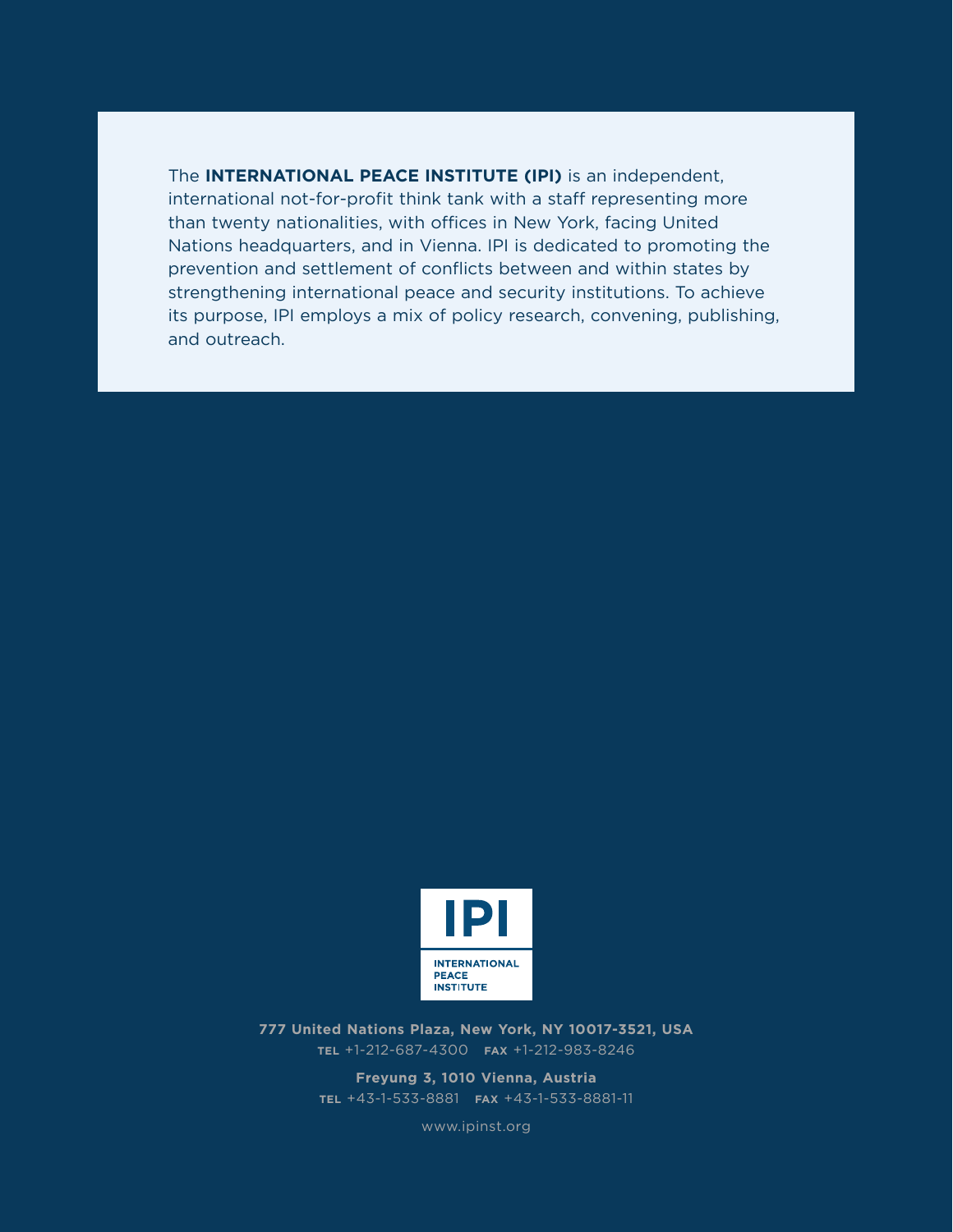The **INTERNATIONAL PEACE INSTITUTE (IPI)** is an independent, international not-for-profit think tank with a staff representing more than twenty nationalities, with offices in New York, facing United Nations headquarters, and in Vienna. IPI is dedicated to promoting the prevention and settlement of conflicts between and within states by strengthening international peace and security institutions. To achieve its purpose, IPI employs a mix of policy research, convening, publishing, and outreach.

IPI

INTERNATIONAL
PEACE
INSTITUTE

**777 United Nations Plaza, New York, NY 10017-3521, USA**
**TEL** +1-212-687-4300 **FAX** +1-212-983-8246

**Freyung 3, 1010 Vienna, Austria**
**TEL** +43-1-533-8881 **FAX** +43-1-533-8881-11

www.ipinst.org